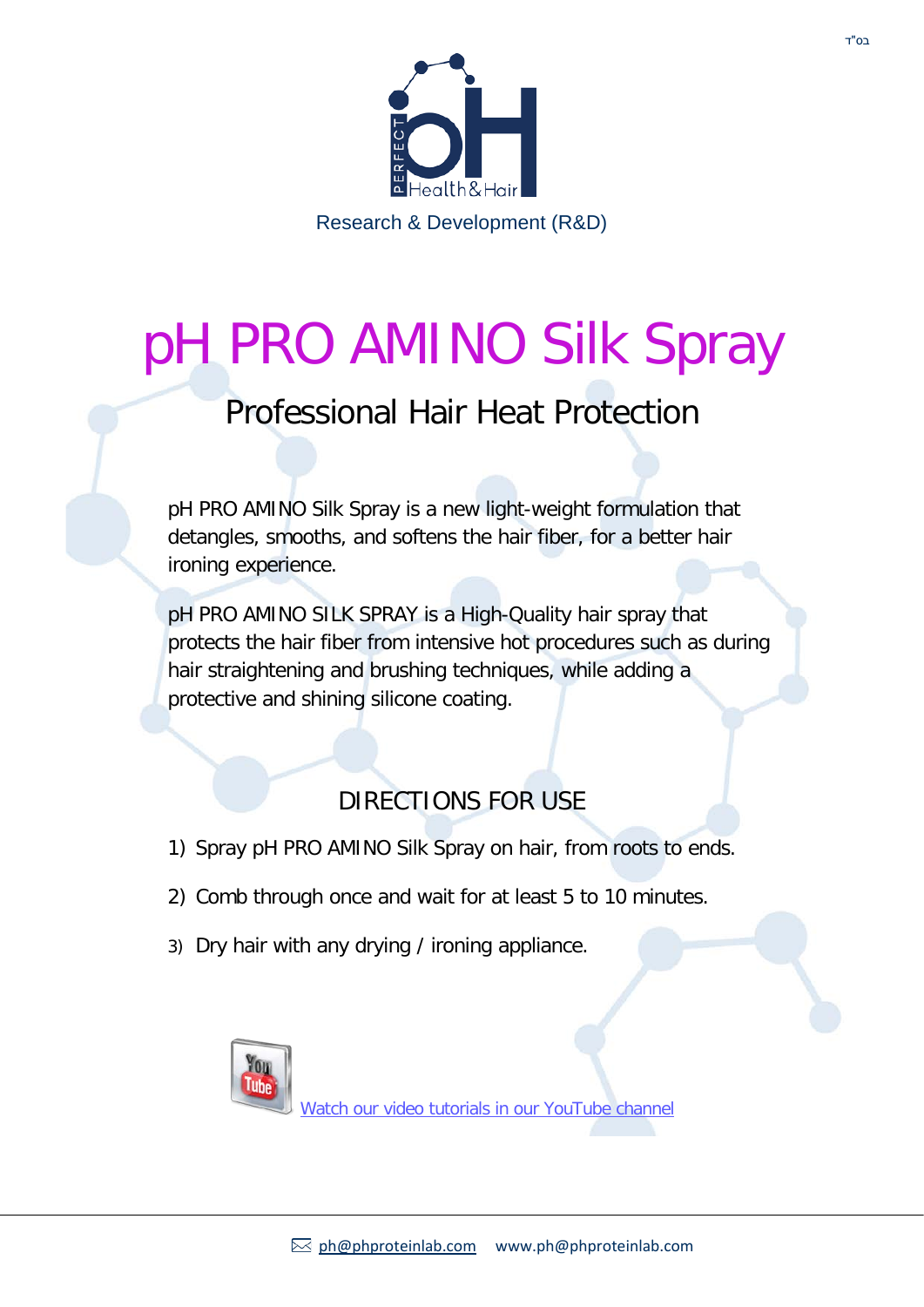בס"ד

Research & Development (R&D)

# pH PRO AMINO Silk Spray

## Professional Hair Heat Protection

pH PRO AMINO Silk Spray is a new light-weight formulation that detangles, smooths, and softens the hair fiber, for a better hair ironing experience.

pH PRO AMINO SILK SPRAY is a High-Quality hair spray that protects the hair fiber from intensive hot procedures such as during hair straightening and brushing techniques, while adding a protective and shining silicone coating.

### DIRECTIONS FOR USE

1) Spray pH PRO AMINO Silk Spray on hair, from roots to ends.
2) Comb through once and wait for at least 5 to 10 minutes.
3) Dry hair with any drying / ironing appliance.

Watch our video tutorials in our YouTube channel

ph@phproteinlab.com www.ph@phproteinlab.com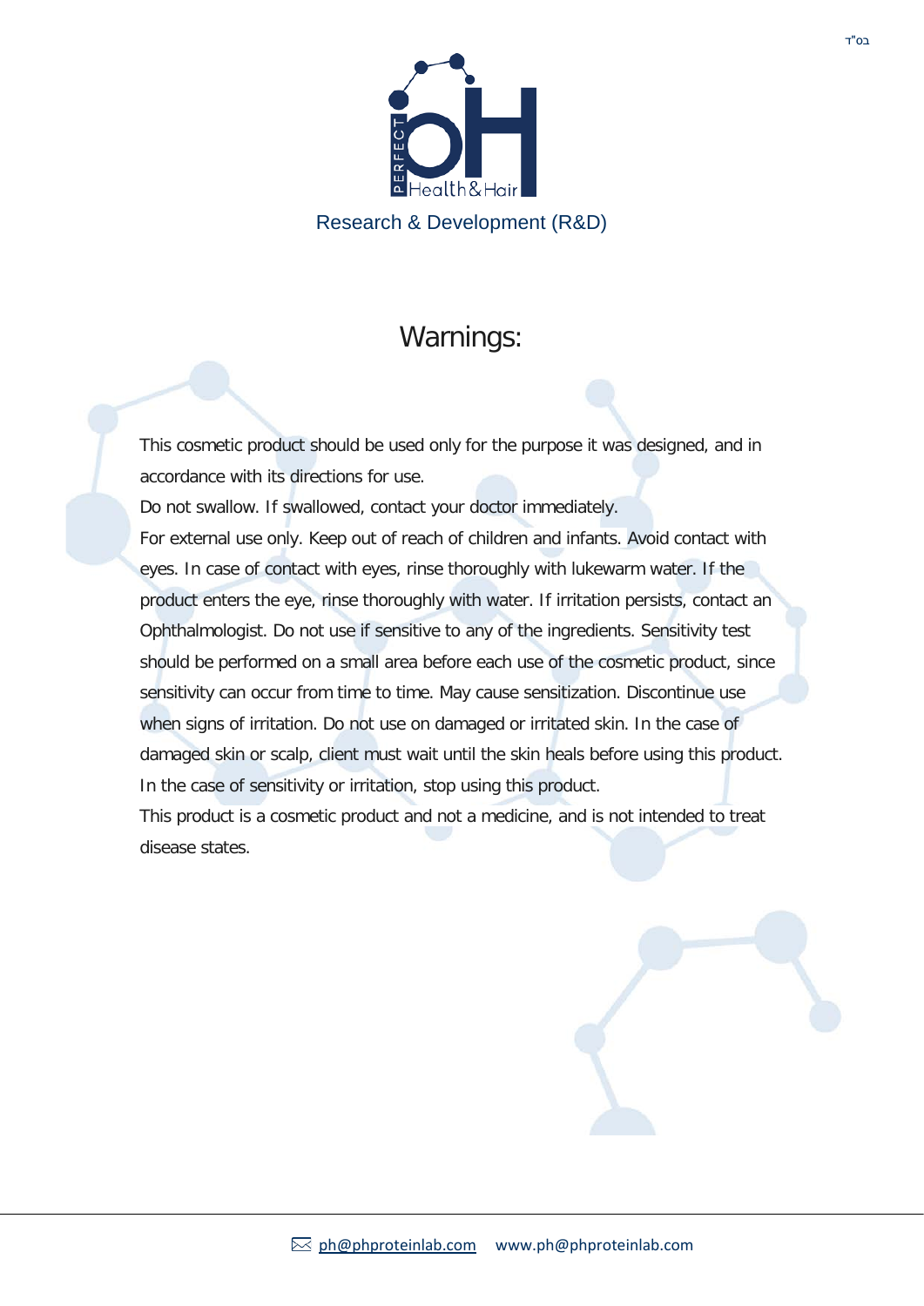Research & Development (R&D)

# Warnings:

This cosmetic product should be used only for the purpose it was designed, and in accordance with its directions for use.

Do not swallow. If swallowed, contact your doctor immediately.

For external use only. Keep out of reach of children and infants. Avoid contact with eyes. In case of contact with eyes, rinse thoroughly with lukewarm water. If the product enters the eye, rinse thoroughly with water. If irritation persists, contact an Ophthalmologist. Do not use if sensitive to any of the ingredients. Sensitivity test should be performed on a small area before each use of the cosmetic product, since sensitivity can occur from time to time. May cause sensitization. Discontinue use when signs of irritation. Do not use on damaged or irritated skin. In the case of damaged skin or scalp, client must wait until the skin heals before using this product. In the case of sensitivity or irritation, stop using this product.

This product is a cosmetic product and not a medicine, and is not intended to treat disease states.

ph@phproteinlab.com www.ph@phproteinlab.com